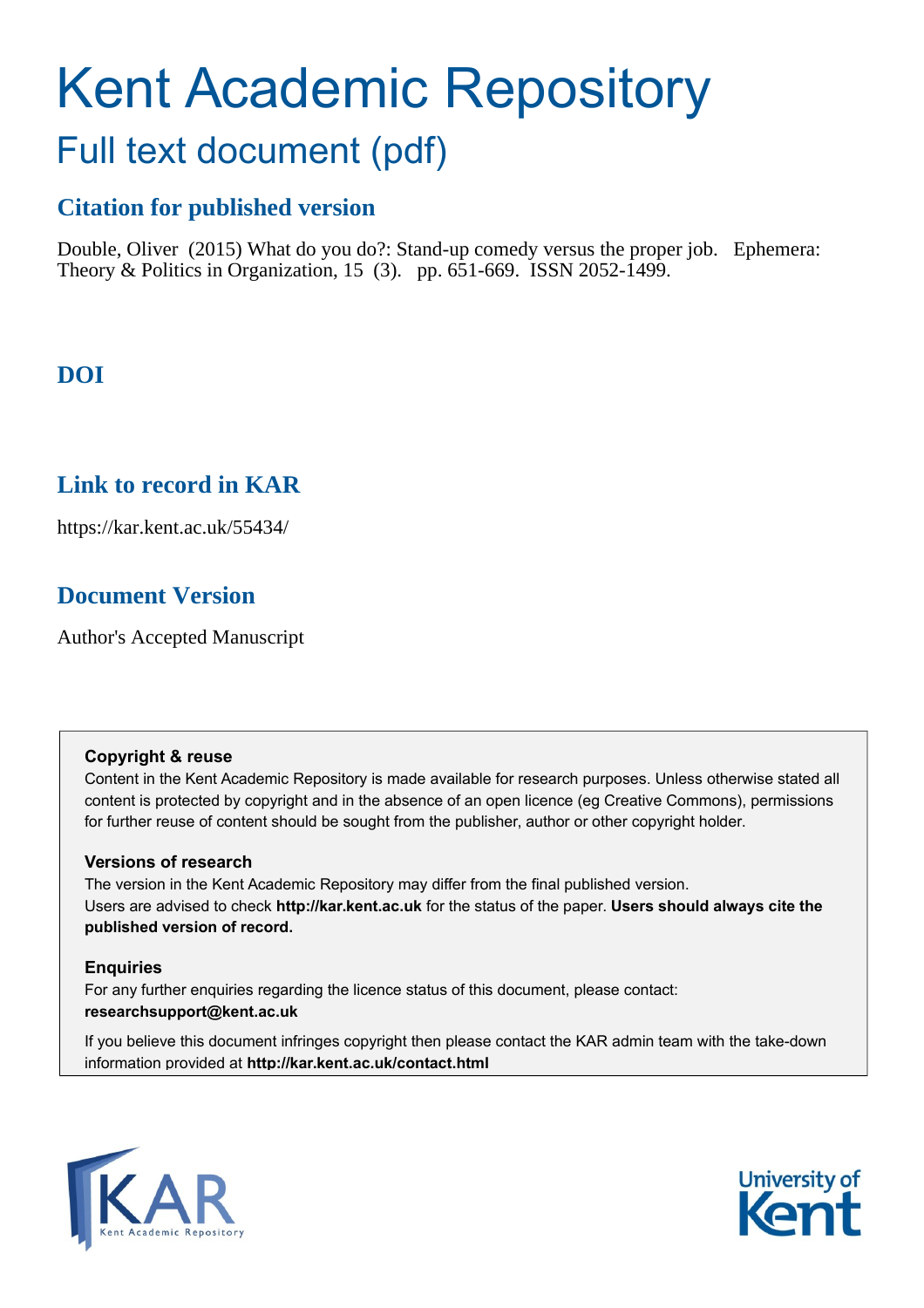# Kent Academic Repository

## Full text document (pdf)

### Citation for published version

Double, Oliver (2015) What do you do?: Stand-up comedy versus the proper job. Ephemera: Theory & Politics in Organization, 15 (3). pp. 651-669. ISSN 2052-1499.

### DOI

### Link to record in KAR

https://kar.kent.ac.uk/55434/

### Document Version

Author's Accepted Manuscript

**Copyright & reuse**

Content in the Kent Academic Repository is made available for research purposes. Unless otherwise stated all content is protected by copyright and in the absence of an open licence (eg Creative Commons), permissions for further reuse of content should be sought from the publisher, author or other copyright holder.

**Versions of research**

The version in the Kent Academic Repository may differ from the final published version. Users are advised to check **http://kar.kent.ac.uk** for the status of the paper. **Users should always cite the published version of record.**

**Enquiries**

For any further enquiries regarding the licence status of this document, please contact: **researchsupport@kent.ac.uk**

If you believe this document infringes copyright then please contact the KAR admin team with the take-down information provided at **http://kar.kent.ac.uk/contact.html**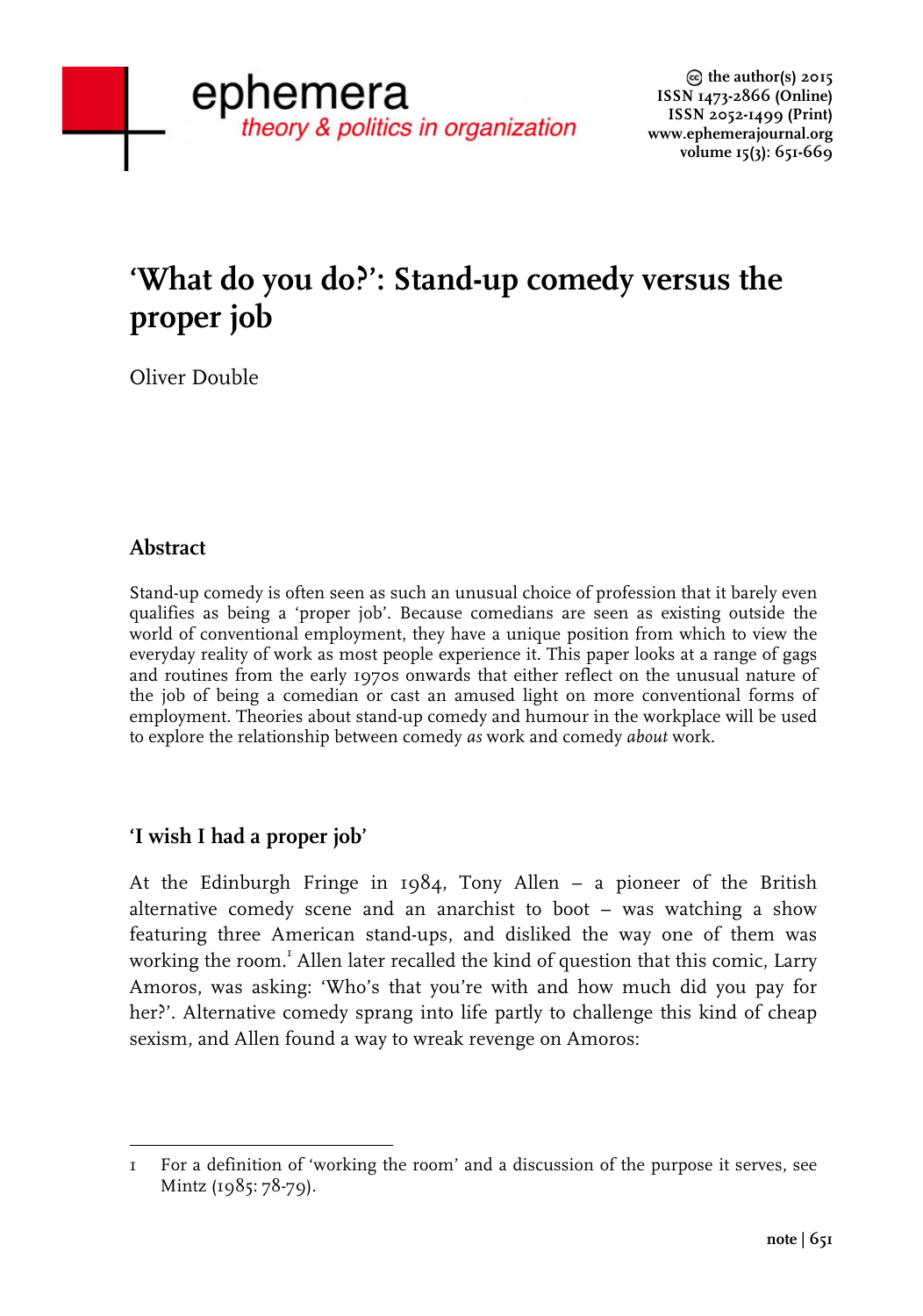# 'What do you do?': Stand-up comedy versus the proper job

Oliver Double

## Abstract

Stand-up comedy is often seen as such an unusual choice of profession that it barely even qualifies as being a 'proper job'. Because comedians are seen as existing outside the world of conventional employment, they have a unique position from which to view the everyday reality of work as most people experience it. This paper looks at a range of gags and routines from the early 1970s onwards that either reflect on the unusual nature of the job of being a comedian or cast an amused light on more conventional forms of employment. Theories about stand-up comedy and humour in the workplace will be used to explore the relationship between comedy *as* work and comedy *about* work.

## 'I wish I had a proper job'

At the Edinburgh Fringe in 1984, Tony Allen – a pioneer of the British alternative comedy scene and an anarchist to boot – was watching a show featuring three American stand-ups, and disliked the way one of them was working the room.[1] Allen later recalled the kind of question that this comic, Larry Amoros, was asking: 'Who's that you're with and how much did you pay for her?'. Alternative comedy sprang into life partly to challenge this kind of cheap sexism, and Allen found a way to wreak revenge on Amoros:

---

1 For a definition of 'working the room' and a discussion of the purpose it serves, see Mintz (1985: 78-79).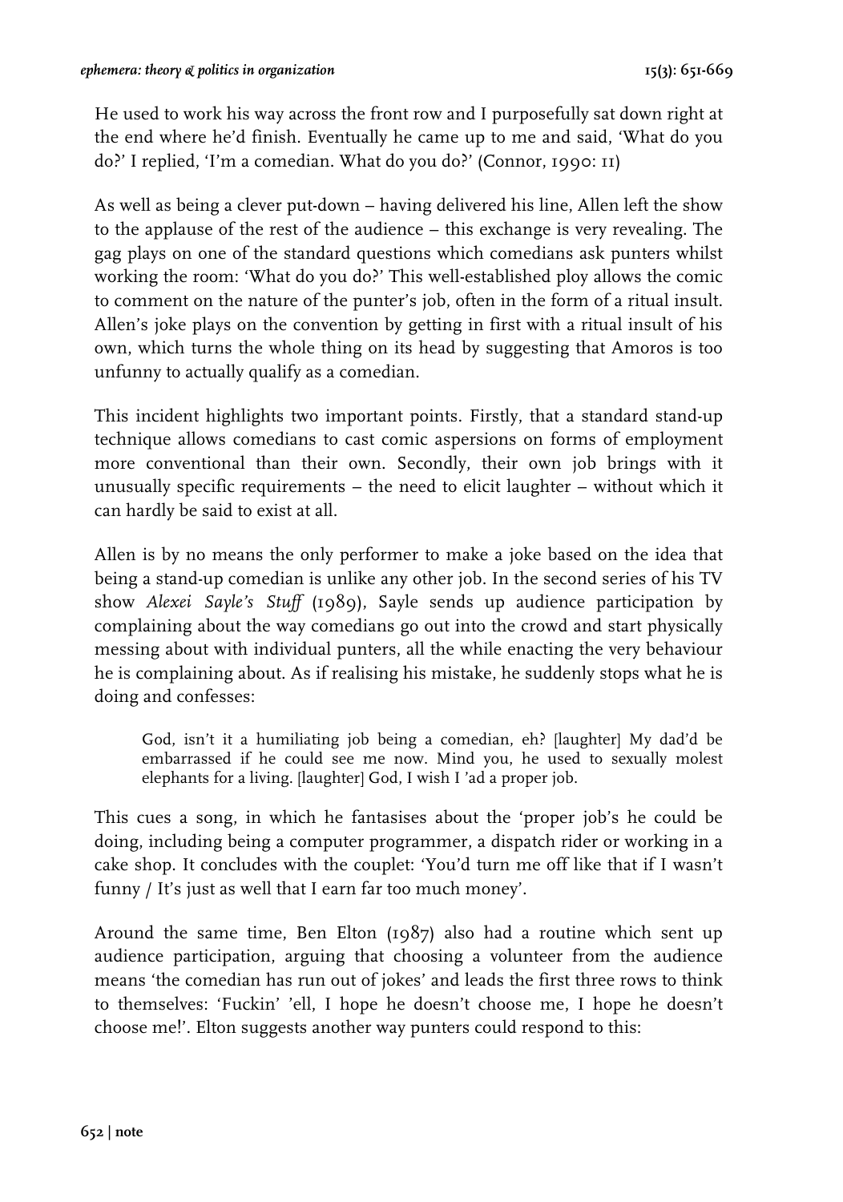He used to work his way across the front row and I purposefully sat down right at the end where he'd finish. Eventually he came up to me and said, 'What do you do?' I replied, 'I'm a comedian. What do you do?' (Connor, 1990: 11)

As well as being a clever put-down – having delivered his line, Allen left the show to the applause of the rest of the audience – this exchange is very revealing. The gag plays on one of the standard questions which comedians ask punters whilst working the room: 'What do you do?' This well-established ploy allows the comic to comment on the nature of the punter's job, often in the form of a ritual insult. Allen's joke plays on the convention by getting in first with a ritual insult of his own, which turns the whole thing on its head by suggesting that Amoros is too unfunny to actually qualify as a comedian.

This incident highlights two important points. Firstly, that a standard stand-up technique allows comedians to cast comic aspersions on forms of employment more conventional than their own. Secondly, their own job brings with it unusually specific requirements – the need to elicit laughter – without which it can hardly be said to exist at all.

Allen is by no means the only performer to make a joke based on the idea that being a stand-up comedian is unlike any other job. In the second series of his TV show *Alexei Sayle's Stuff* (1989), Sayle sends up audience participation by complaining about the way comedians go out into the crowd and start physically messing about with individual punters, all the while enacting the very behaviour he is complaining about. As if realising his mistake, he suddenly stops what he is doing and confesses:

> God, isn't it a humiliating job being a comedian, eh? [laughter] My dad'd be embarrassed if he could see me now. Mind you, he used to sexually molest elephants for a living. [laughter] God, I wish I 'ad a proper job.

This cues a song, in which he fantasises about the 'proper job's he could be doing, including being a computer programmer, a dispatch rider or working in a cake shop. It concludes with the couplet: 'You'd turn me off like that if I wasn't funny / It's just as well that I earn far too much money'.

Around the same time, Ben Elton (1987) also had a routine which sent up audience participation, arguing that choosing a volunteer from the audience means 'the comedian has run out of jokes' and leads the first three rows to think to themselves: 'Fuckin' 'ell, I hope he doesn't choose me, I hope he doesn't choose me!'. Elton suggests another way punters could respond to this: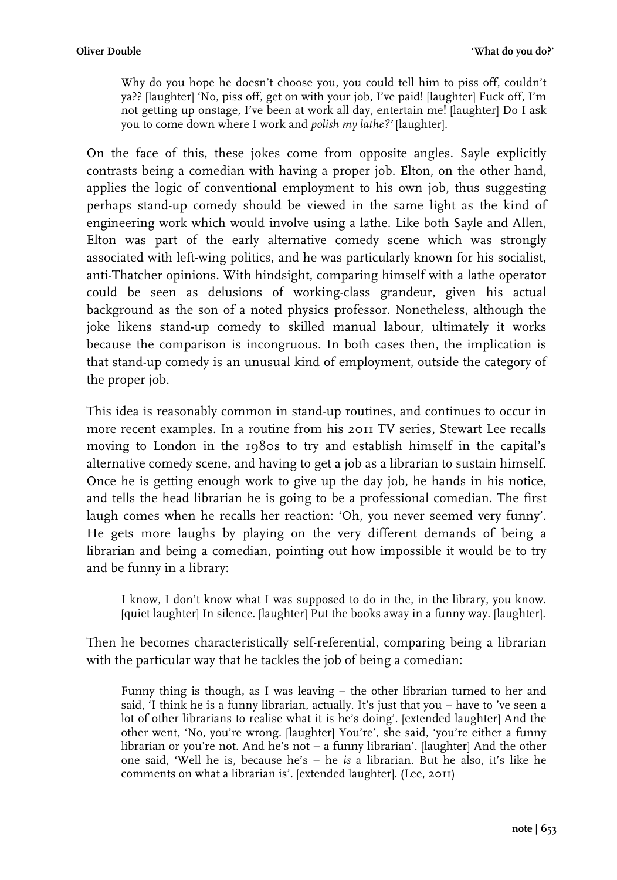> Why do you hope he doesn't choose you, you could tell him to piss off, couldn't ya?? [laughter] 'No, piss off, get on with your job, I've paid! [laughter] Fuck off, I'm not getting up onstage, I've been at work all day, entertain me! [laughter] Do I ask you to come down where I work and *polish my lathe?'* [laughter].

On the face of this, these jokes come from opposite angles. Sayle explicitly contrasts being a comedian with having a proper job. Elton, on the other hand, applies the logic of conventional employment to his own job, thus suggesting perhaps stand-up comedy should be viewed in the same light as the kind of engineering work which would involve using a lathe. Like both Sayle and Allen, Elton was part of the early alternative comedy scene which was strongly associated with left-wing politics, and he was particularly known for his socialist, anti-Thatcher opinions. With hindsight, comparing himself with a lathe operator could be seen as delusions of working-class grandeur, given his actual background as the son of a noted physics professor. Nonetheless, although the joke likens stand-up comedy to skilled manual labour, ultimately it works because the comparison is incongruous. In both cases then, the implication is that stand-up comedy is an unusual kind of employment, outside the category of the proper job.

This idea is reasonably common in stand-up routines, and continues to occur in more recent examples. In a routine from his 2011 TV series, Stewart Lee recalls moving to London in the 1980s to try and establish himself in the capital's alternative comedy scene, and having to get a job as a librarian to sustain himself. Once he is getting enough work to give up the day job, he hands in his notice, and tells the head librarian he is going to be a professional comedian. The first laugh comes when he recalls her reaction: 'Oh, you never seemed very funny'. He gets more laughs by playing on the very different demands of being a librarian and being a comedian, pointing out how impossible it would be to try and be funny in a library:

> I know, I don't know what I was supposed to do in the, in the library, you know. [quiet laughter] In silence. [laughter] Put the books away in a funny way. [laughter].

Then he becomes characteristically self-referential, comparing being a librarian with the particular way that he tackles the job of being a comedian:

> Funny thing is though, as I was leaving – the other librarian turned to her and said, 'I think he is a funny librarian, actually. It's just that you – have to 've seen a lot of other librarians to realise what it is he's doing'. [extended laughter] And the other went, 'No, you're wrong. [laughter] You're', she said, 'you're either a funny librarian or you're not. And he's not – a funny librarian'. [laughter] And the other one said, 'Well he is, because he's – he *is* a librarian. But he also, it's like he comments on what a librarian is'. [extended laughter]. (Lee, 2011)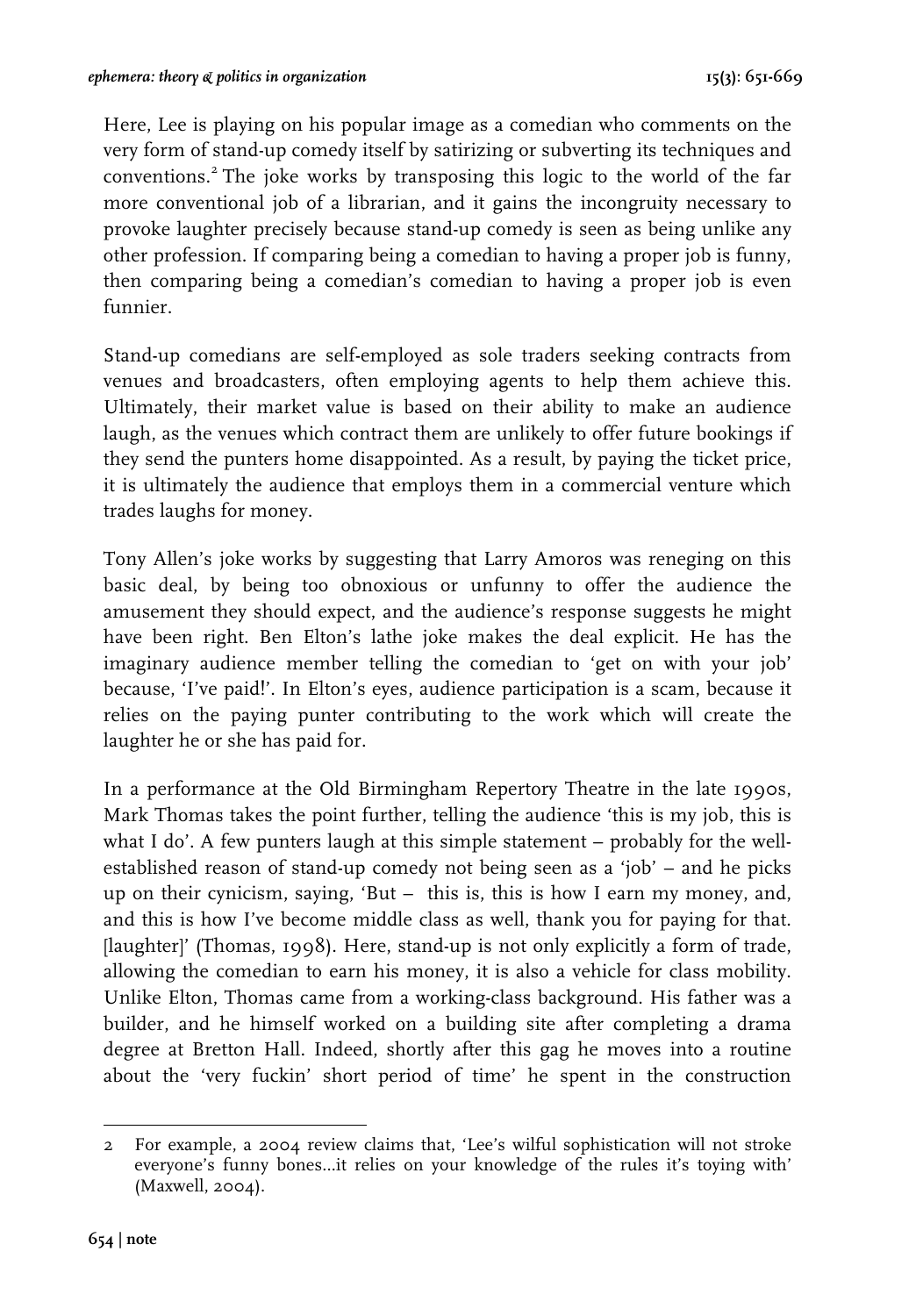Here, Lee is playing on his popular image as a comedian who comments on the very form of stand-up comedy itself by satirizing or subverting its techniques and conventions.[2] The joke works by transposing this logic to the world of the far more conventional job of a librarian, and it gains the incongruity necessary to provoke laughter precisely because stand-up comedy is seen as being unlike any other profession. If comparing being a comedian to having a proper job is funny, then comparing being a comedian's comedian to having a proper job is even funnier.

Stand-up comedians are self-employed as sole traders seeking contracts from venues and broadcasters, often employing agents to help them achieve this. Ultimately, their market value is based on their ability to make an audience laugh, as the venues which contract them are unlikely to offer future bookings if they send the punters home disappointed. As a result, by paying the ticket price, it is ultimately the audience that employs them in a commercial venture which trades laughs for money.

Tony Allen's joke works by suggesting that Larry Amoros was reneging on this basic deal, by being too obnoxious or unfunny to offer the audience the amusement they should expect, and the audience's response suggests he might have been right. Ben Elton's lathe joke makes the deal explicit. He has the imaginary audience member telling the comedian to 'get on with your job' because, 'I've paid!'. In Elton's eyes, audience participation is a scam, because it relies on the paying punter contributing to the work which will create the laughter he or she has paid for.

In a performance at the Old Birmingham Repertory Theatre in the late 1990s, Mark Thomas takes the point further, telling the audience 'this is my job, this is what I do'. A few punters laugh at this simple statement – probably for the well-established reason of stand-up comedy not being seen as a 'job' – and he picks up on their cynicism, saying, 'But – this is, this is how I earn my money, and, and this is how I've become middle class as well, thank you for paying for that. [laughter]' (Thomas, 1998). Here, stand-up is not only explicitly a form of trade, allowing the comedian to earn his money, it is also a vehicle for class mobility. Unlike Elton, Thomas came from a working-class background. His father was a builder, and he himself worked on a building site after completing a drama degree at Bretton Hall. Indeed, shortly after this gag he moves into a routine about the 'very fuckin' short period of time' he spent in the construction

---

2 For example, a 2004 review claims that, 'Lee's wilful sophistication will not stroke everyone's funny bones…it relies on your knowledge of the rules it's toying with' (Maxwell, 2004).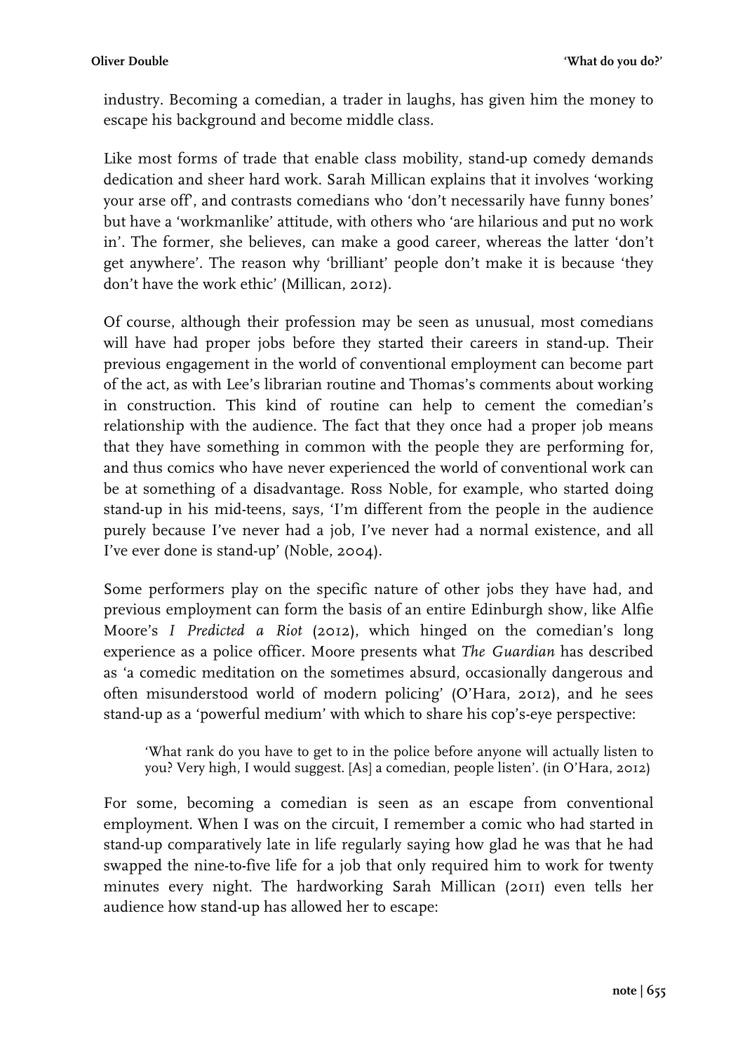industry. Becoming a comedian, a trader in laughs, has given him the money to escape his background and become middle class.

Like most forms of trade that enable class mobility, stand-up comedy demands dedication and sheer hard work. Sarah Millican explains that it involves 'working your arse off', and contrasts comedians who 'don't necessarily have funny bones' but have a 'workmanlike' attitude, with others who 'are hilarious and put no work in'. The former, she believes, can make a good career, whereas the latter 'don't get anywhere'. The reason why 'brilliant' people don't make it is because 'they don't have the work ethic' (Millican, 2012).

Of course, although their profession may be seen as unusual, most comedians will have had proper jobs before they started their careers in stand-up. Their previous engagement in the world of conventional employment can become part of the act, as with Lee's librarian routine and Thomas's comments about working in construction. This kind of routine can help to cement the comedian's relationship with the audience. The fact that they once had a proper job means that they have something in common with the people they are performing for, and thus comics who have never experienced the world of conventional work can be at something of a disadvantage. Ross Noble, for example, who started doing stand-up in his mid-teens, says, 'I'm different from the people in the audience purely because I've never had a job, I've never had a normal existence, and all I've ever done is stand-up' (Noble, 2004).

Some performers play on the specific nature of other jobs they have had, and previous employment can form the basis of an entire Edinburgh show, like Alfie Moore's *I Predicted a Riot* (2012), which hinged on the comedian's long experience as a police officer. Moore presents what *The Guardian* has described as 'a comedic meditation on the sometimes absurd, occasionally dangerous and often misunderstood world of modern policing' (O'Hara, 2012), and he sees stand-up as a 'powerful medium' with which to share his cop's-eye perspective:

> 'What rank do you have to get to in the police before anyone will actually listen to you? Very high, I would suggest. [As] a comedian, people listen'. (in O'Hara, 2012)

For some, becoming a comedian is seen as an escape from conventional employment. When I was on the circuit, I remember a comic who had started in stand-up comparatively late in life regularly saying how glad he was that he had swapped the nine-to-five life for a job that only required him to work for twenty minutes every night. The hardworking Sarah Millican (2011) even tells her audience how stand-up has allowed her to escape: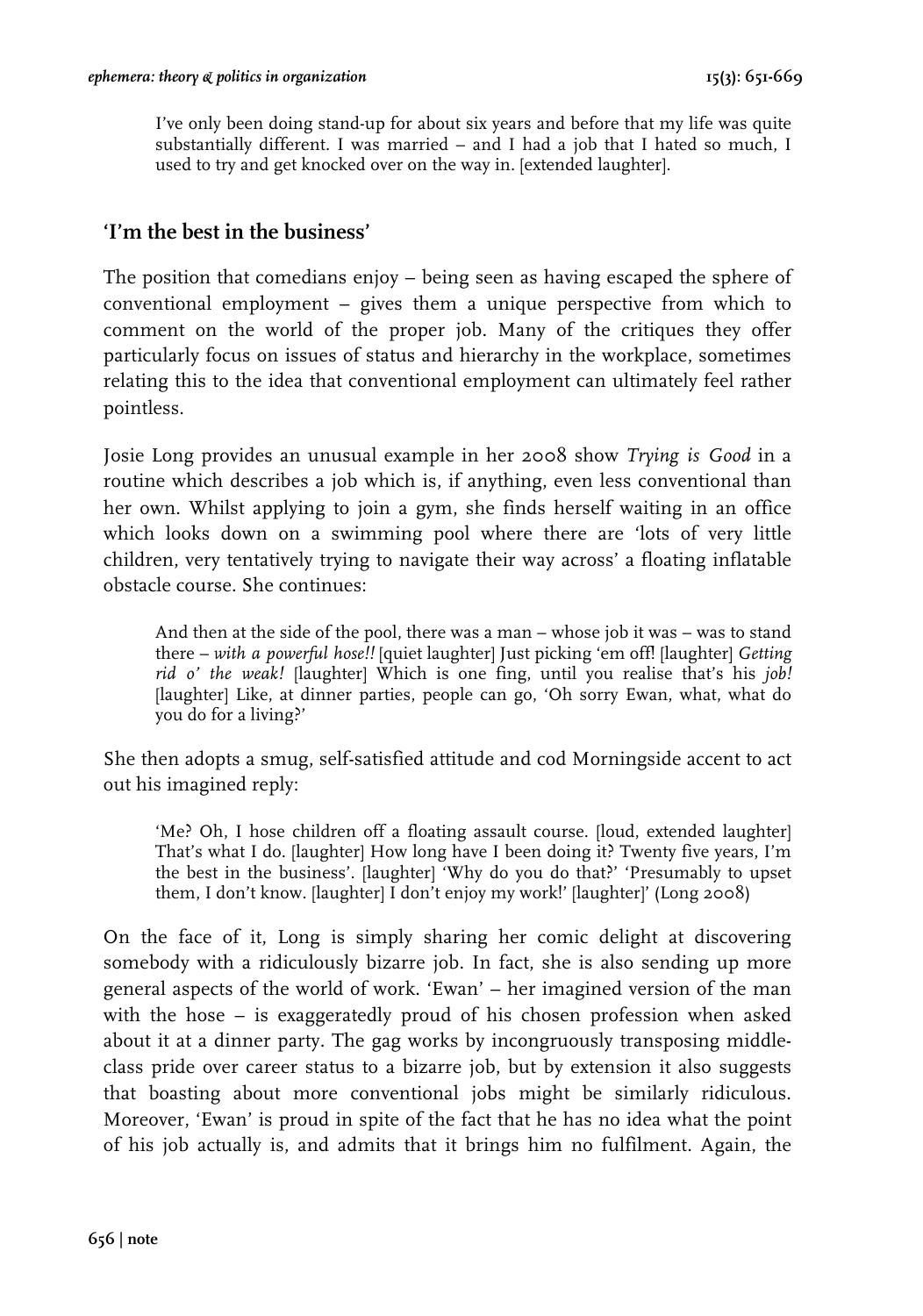> I've only been doing stand-up for about six years and before that my life was quite substantially different. I was married – and I had a job that I hated so much, I used to try and get knocked over on the way in. [extended laughter].

## 'I'm the best in the business'

The position that comedians enjoy – being seen as having escaped the sphere of conventional employment – gives them a unique perspective from which to comment on the world of the proper job. Many of the critiques they offer particularly focus on issues of status and hierarchy in the workplace, sometimes relating this to the idea that conventional employment can ultimately feel rather pointless.

Josie Long provides an unusual example in her 2008 show *Trying is Good* in a routine which describes a job which is, if anything, even less conventional than her own. Whilst applying to join a gym, she finds herself waiting in an office which looks down on a swimming pool where there are 'lots of very little children, very tentatively trying to navigate their way across' a floating inflatable obstacle course. She continues:

> And then at the side of the pool, there was a man – whose job it was – was to stand there – *with a powerful hose!!* [quiet laughter] Just picking 'em off! [laughter] *Getting rid o' the weak!* [laughter] Which is one fing, until you realise that's his *job!* [laughter] Like, at dinner parties, people can go, 'Oh sorry Ewan, what, what do you do for a living?'

She then adopts a smug, self-satisfied attitude and cod Morningside accent to act out his imagined reply:

> 'Me? Oh, I hose children off a floating assault course. [loud, extended laughter] That's what I do. [laughter] How long have I been doing it? Twenty five years, I'm the best in the business'. [laughter] 'Why do you do that?' 'Presumably to upset them, I don't know. [laughter] I don't enjoy my work!' [laughter]' (Long 2008)

On the face of it, Long is simply sharing her comic delight at discovering somebody with a ridiculously bizarre job. In fact, she is also sending up more general aspects of the world of work. 'Ewan' – her imagined version of the man with the hose – is exaggeratedly proud of his chosen profession when asked about it at a dinner party. The gag works by incongruously transposing middle-class pride over career status to a bizarre job, but by extension it also suggests that boasting about more conventional jobs might be similarly ridiculous. Moreover, 'Ewan' is proud in spite of the fact that he has no idea what the point of his job actually is, and admits that it brings him no fulfilment. Again, the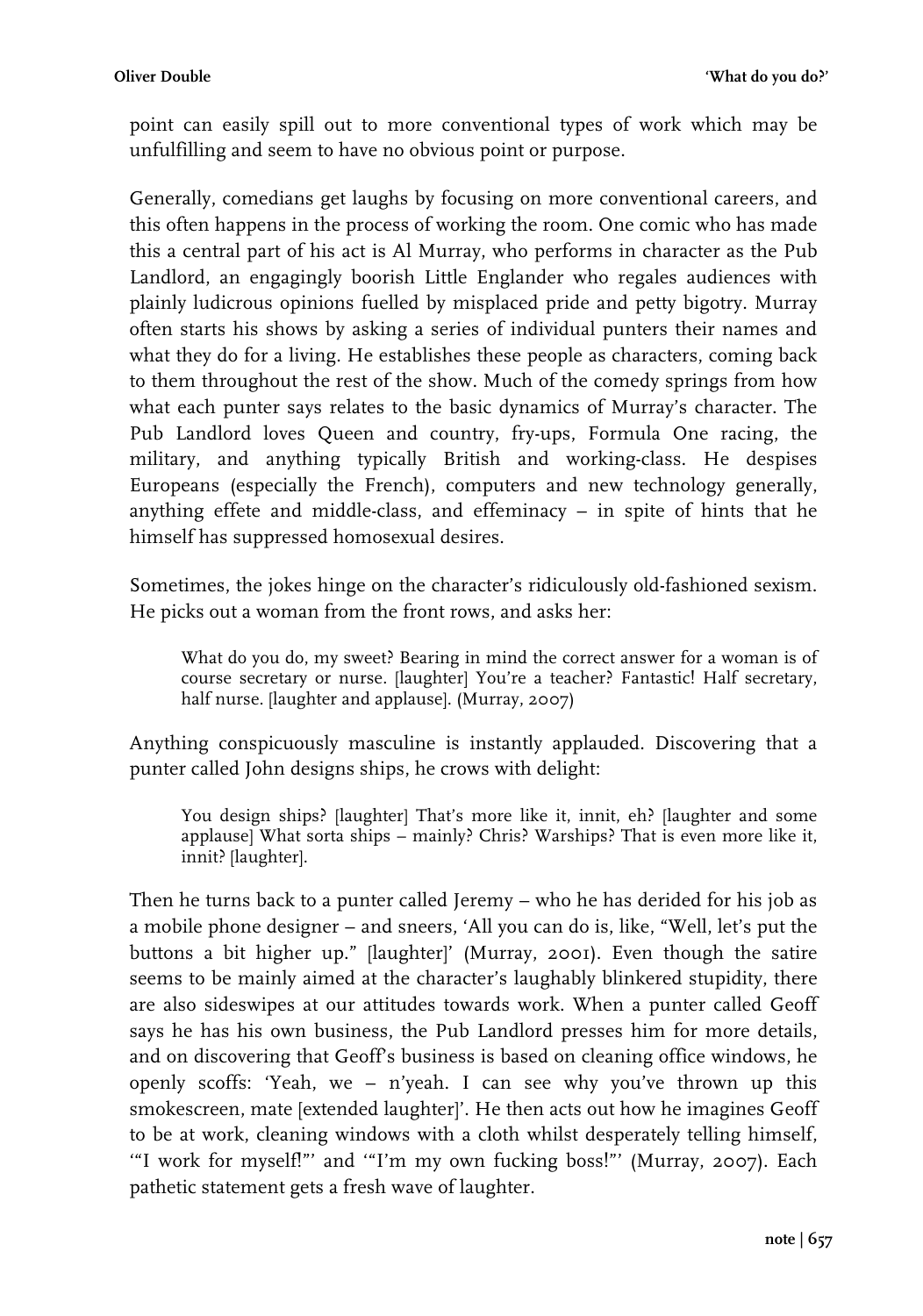point can easily spill out to more conventional types of work which may be unfulfilling and seem to have no obvious point or purpose.

Generally, comedians get laughs by focusing on more conventional careers, and this often happens in the process of working the room. One comic who has made this a central part of his act is Al Murray, who performs in character as the Pub Landlord, an engagingly boorish Little Englander who regales audiences with plainly ludicrous opinions fuelled by misplaced pride and petty bigotry. Murray often starts his shows by asking a series of individual punters their names and what they do for a living. He establishes these people as characters, coming back to them throughout the rest of the show. Much of the comedy springs from how what each punter says relates to the basic dynamics of Murray's character. The Pub Landlord loves Queen and country, fry-ups, Formula One racing, the military, and anything typically British and working-class. He despises Europeans (especially the French), computers and new technology generally, anything effete and middle-class, and effeminacy – in spite of hints that he himself has suppressed homosexual desires.

Sometimes, the jokes hinge on the character's ridiculously old-fashioned sexism. He picks out a woman from the front rows, and asks her:

> What do you do, my sweet? Bearing in mind the correct answer for a woman is of course secretary or nurse. [laughter] You're a teacher? Fantastic! Half secretary, half nurse. [laughter and applause]. (Murray, 2007)

Anything conspicuously masculine is instantly applauded. Discovering that a punter called John designs ships, he crows with delight:

> You design ships? [laughter] That's more like it, innit, eh? [laughter and some applause] What sorta ships – mainly? Chris? Warships? That is even more like it, innit? [laughter].

Then he turns back to a punter called Jeremy – who he has derided for his job as a mobile phone designer – and sneers, 'All you can do is, like, "Well, let's put the buttons a bit higher up." [laughter]' (Murray, 2001). Even though the satire seems to be mainly aimed at the character's laughably blinkered stupidity, there are also sideswipes at our attitudes towards work. When a punter called Geoff says he has his own business, the Pub Landlord presses him for more details, and on discovering that Geoff's business is based on cleaning office windows, he openly scoffs: 'Yeah, we – n'yeah. I can see why you've thrown up this smokescreen, mate [extended laughter]'. He then acts out how he imagines Geoff to be at work, cleaning windows with a cloth whilst desperately telling himself, '"I work for myself!"' and '"I'm my own fucking boss!"' (Murray, 2007). Each pathetic statement gets a fresh wave of laughter.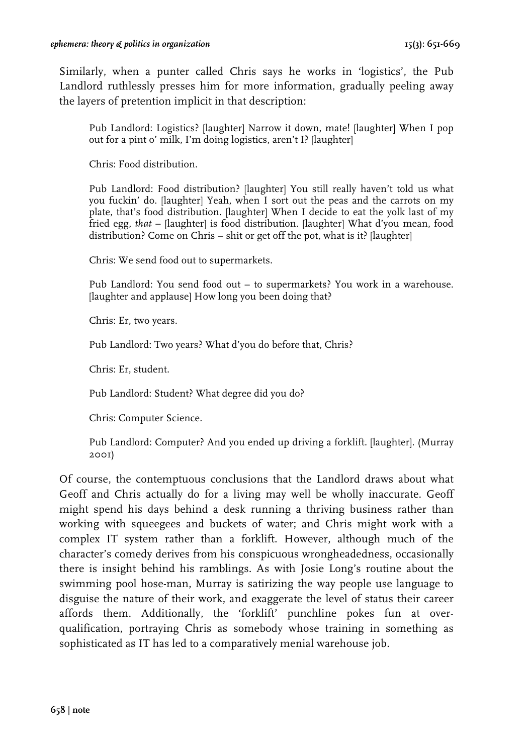Similarly, when a punter called Chris says he works in 'logistics', the Pub Landlord ruthlessly presses him for more information, gradually peeling away the layers of pretention implicit in that description:

> Pub Landlord: Logistics? [laughter] Narrow it down, mate! [laughter] When I pop out for a pint o' milk, I'm doing logistics, aren't I? [laughter]
>
> Chris: Food distribution.
>
> Pub Landlord: Food distribution? [laughter] You still really haven't told us what you fuckin' do. [laughter] Yeah, when I sort out the peas and the carrots on my plate, that's food distribution. [laughter] When I decide to eat the yolk last of my fried egg, *that* – [laughter] is food distribution. [laughter] What d'you mean, food distribution? Come on Chris – shit or get off the pot, what is it? [laughter]
>
> Chris: We send food out to supermarkets.
>
> Pub Landlord: You send food out – to supermarkets? You work in a warehouse. [laughter and applause] How long you been doing that?
>
> Chris: Er, two years.
>
> Pub Landlord: Two years? What d'you do before that, Chris?
>
> Chris: Er, student.
>
> Pub Landlord: Student? What degree did you do?
>
> Chris: Computer Science.
>
> Pub Landlord: Computer? And you ended up driving a forklift. [laughter]. (Murray 2001)

Of course, the contemptuous conclusions that the Landlord draws about what Geoff and Chris actually do for a living may well be wholly inaccurate. Geoff might spend his days behind a desk running a thriving business rather than working with squeegees and buckets of water; and Chris might work with a complex IT system rather than a forklift. However, although much of the character's comedy derives from his conspicuous wrongheadedness, occasionally there is insight behind his ramblings. As with Josie Long's routine about the swimming pool hose-man, Murray is satirizing the way people use language to disguise the nature of their work, and exaggerate the level of status their career affords them. Additionally, the 'forklift' punchline pokes fun at over-qualification, portraying Chris as somebody whose training in something as sophisticated as IT has led to a comparatively menial warehouse job.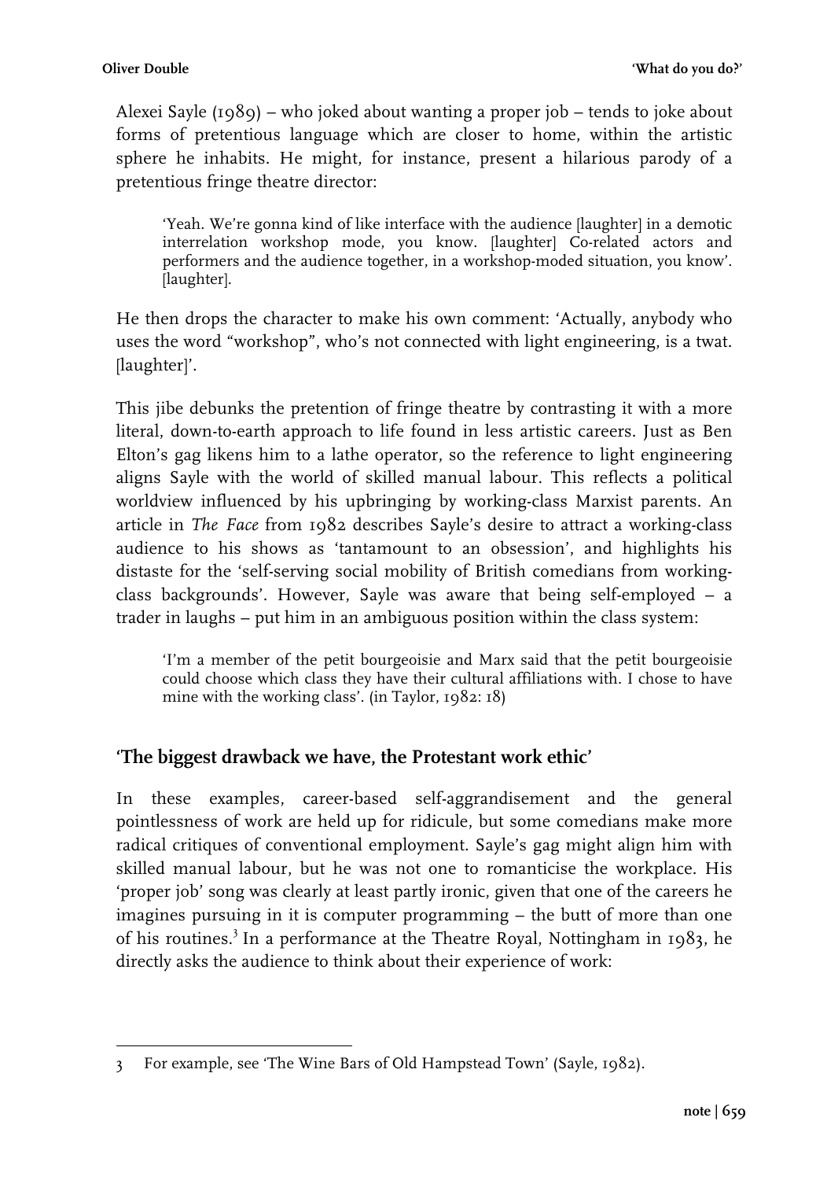Alexei Sayle (1989) – who joked about wanting a proper job – tends to joke about forms of pretentious language which are closer to home, within the artistic sphere he inhabits. He might, for instance, present a hilarious parody of a pretentious fringe theatre director:

> 'Yeah. We're gonna kind of like interface with the audience [laughter] in a demotic interrelation workshop mode, you know. [laughter] Co-related actors and performers and the audience together, in a workshop-moded situation, you know'. [laughter].

He then drops the character to make his own comment: 'Actually, anybody who uses the word "workshop", who's not connected with light engineering, is a twat. [laughter]'.

This jibe debunks the pretention of fringe theatre by contrasting it with a more literal, down-to-earth approach to life found in less artistic careers. Just as Ben Elton's gag likens him to a lathe operator, so the reference to light engineering aligns Sayle with the world of skilled manual labour. This reflects a political worldview influenced by his upbringing by working-class Marxist parents. An article in *The Face* from 1982 describes Sayle's desire to attract a working-class audience to his shows as 'tantamount to an obsession', and highlights his distaste for the 'self-serving social mobility of British comedians from working-class backgrounds'. However, Sayle was aware that being self-employed – a trader in laughs – put him in an ambiguous position within the class system:

> 'I'm a member of the petit bourgeoisie and Marx said that the petit bourgeoisie could choose which class they have their cultural affiliations with. I chose to have mine with the working class'. (in Taylor, 1982: 18)

## 'The biggest drawback we have, the Protestant work ethic'

In these examples, career-based self-aggrandisement and the general pointlessness of work are held up for ridicule, but some comedians make more radical critiques of conventional employment. Sayle's gag might align him with skilled manual labour, but he was not one to romanticise the workplace. His 'proper job' song was clearly at least partly ironic, given that one of the careers he imagines pursuing in it is computer programming – the butt of more than one of his routines.[3] In a performance at the Theatre Royal, Nottingham in 1983, he directly asks the audience to think about their experience of work:

---

3 For example, see 'The Wine Bars of Old Hampstead Town' (Sayle, 1982).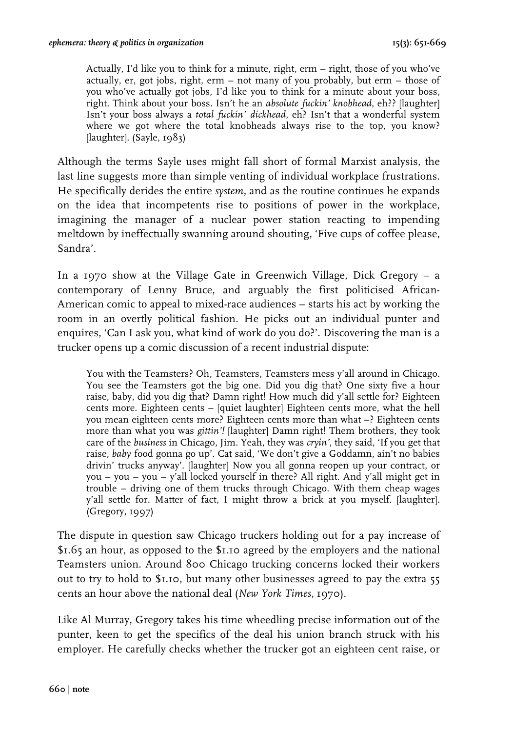> Actually, I'd like you to think for a minute, right, erm – right, those of you who've actually, er, got jobs, right, erm – not many of you probably, but erm – those of you who've actually got jobs, I'd like you to think for a minute about your boss, right. Think about your boss. Isn't he an *absolute fuckin' knobhead*, eh?? [laughter] Isn't your boss always a *total fuckin' dickhead*, eh? Isn't that a wonderful system where we got where the total knobheads always rise to the top, you know? [laughter]. (Sayle, 1983)

Although the terms Sayle uses might fall short of formal Marxist analysis, the last line suggests more than simple venting of individual workplace frustrations. He specifically derides the entire *system*, and as the routine continues he expands on the idea that incompetents rise to positions of power in the workplace, imagining the manager of a nuclear power station reacting to impending meltdown by ineffectually swanning around shouting, 'Five cups of coffee please, Sandra'.

In a 1970 show at the Village Gate in Greenwich Village, Dick Gregory – a contemporary of Lenny Bruce, and arguably the first politicised African-American comic to appeal to mixed-race audiences – starts his act by working the room in an overtly political fashion. He picks out an individual punter and enquires, 'Can I ask you, what kind of work do you do?'. Discovering the man is a trucker opens up a comic discussion of a recent industrial dispute:

> You with the Teamsters? Oh, Teamsters, Teamsters mess y'all around in Chicago. You see the Teamsters got the big one. Did you dig that? One sixty five a hour raise, baby, did you dig that? Damn right! How much did y'all settle for? Eighteen cents more. Eighteen cents – [quiet laughter] Eighteen cents more, what the hell you mean eighteen cents more? Eighteen cents more than what –? Eighteen cents more than what you was *gittin'!* [laughter] Damn right! Them brothers, they took care of the *business* in Chicago, Jim. Yeah, they was *cryin'*, they said, 'If you get that raise, *baby* food gonna go up'. Cat said, 'We don't give a Goddamn, ain't no babies drivin' trucks anyway'. [laughter] Now you all gonna reopen up your contract, or you – you – you – y'all locked yourself in there? All right. And y'all might get in trouble – driving one of them trucks through Chicago. With them cheap wages y'all settle for. Matter of fact, I might throw a brick at you myself. [laughter]. (Gregory, 1997)

The dispute in question saw Chicago truckers holding out for a pay increase of $1.65 an hour, as opposed to the $1.10 agreed by the employers and the national Teamsters union. Around 800 Chicago trucking concerns locked their workers out to try to hold to $1.10, but many other businesses agreed to pay the extra 55 cents an hour above the national deal (*New York Times*, 1970).

Like Al Murray, Gregory takes his time wheedling precise information out of the punter, keen to get the specifics of the deal his union branch struck with his employer. He carefully checks whether the trucker got an eighteen cent raise, or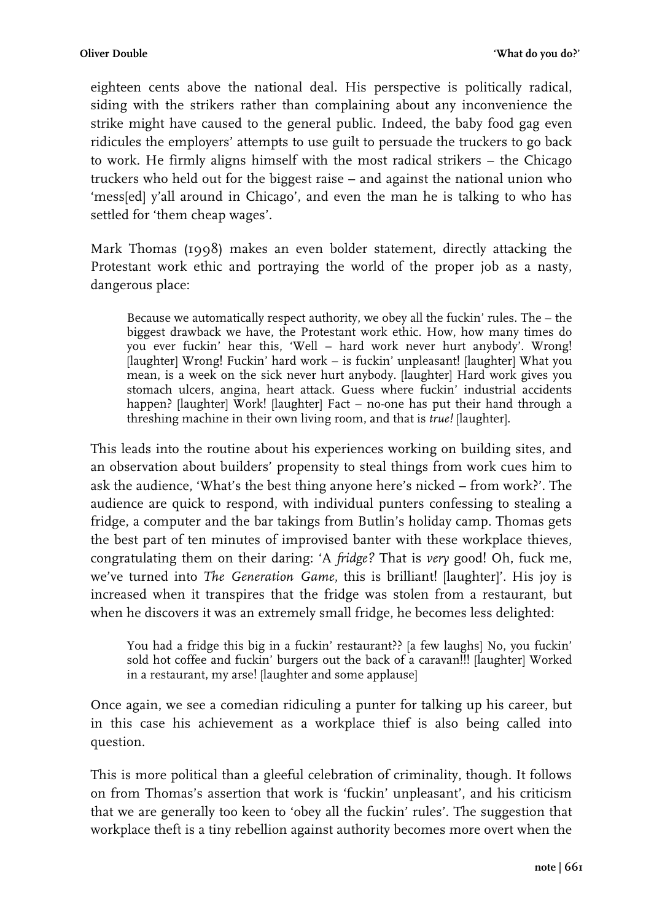eighteen cents above the national deal. His perspective is politically radical, siding with the strikers rather than complaining about any inconvenience the strike might have caused to the general public. Indeed, the baby food gag even ridicules the employers' attempts to use guilt to persuade the truckers to go back to work. He firmly aligns himself with the most radical strikers – the Chicago truckers who held out for the biggest raise – and against the national union who 'mess[ed] y'all around in Chicago', and even the man he is talking to who has settled for 'them cheap wages'.

Mark Thomas (1998) makes an even bolder statement, directly attacking the Protestant work ethic and portraying the world of the proper job as a nasty, dangerous place:

> Because we automatically respect authority, we obey all the fuckin' rules. The – the biggest drawback we have, the Protestant work ethic. How, how many times do you ever fuckin' hear this, 'Well – hard work never hurt anybody'. Wrong! [laughter] Wrong! Fuckin' hard work – is fuckin' unpleasant! [laughter] What you mean, is a week on the sick never hurt anybody. [laughter] Hard work gives you stomach ulcers, angina, heart attack. Guess where fuckin' industrial accidents happen? [laughter] Work! [laughter] Fact – no-one has put their hand through a threshing machine in their own living room, and that is *true!* [laughter].

This leads into the routine about his experiences working on building sites, and an observation about builders' propensity to steal things from work cues him to ask the audience, 'What's the best thing anyone here's nicked – from work?'. The audience are quick to respond, with individual punters confessing to stealing a fridge, a computer and the bar takings from Butlin's holiday camp. Thomas gets the best part of ten minutes of improvised banter with these workplace thieves, congratulating them on their daring: 'A *fridge?* That is *very* good! Oh, fuck me, we've turned into *The Generation Game*, this is brilliant! [laughter]'. His joy is increased when it transpires that the fridge was stolen from a restaurant, but when he discovers it was an extremely small fridge, he becomes less delighted:

> You had a fridge this big in a fuckin' restaurant?? [a few laughs] No, you fuckin' sold hot coffee and fuckin' burgers out the back of a caravan!!! [laughter] Worked in a restaurant, my arse! [laughter and some applause]

Once again, we see a comedian ridiculing a punter for talking up his career, but in this case his achievement as a workplace thief is also being called into question.

This is more political than a gleeful celebration of criminality, though. It follows on from Thomas's assertion that work is 'fuckin' unpleasant', and his criticism that we are generally too keen to 'obey all the fuckin' rules'. The suggestion that workplace theft is a tiny rebellion against authority becomes more overt when the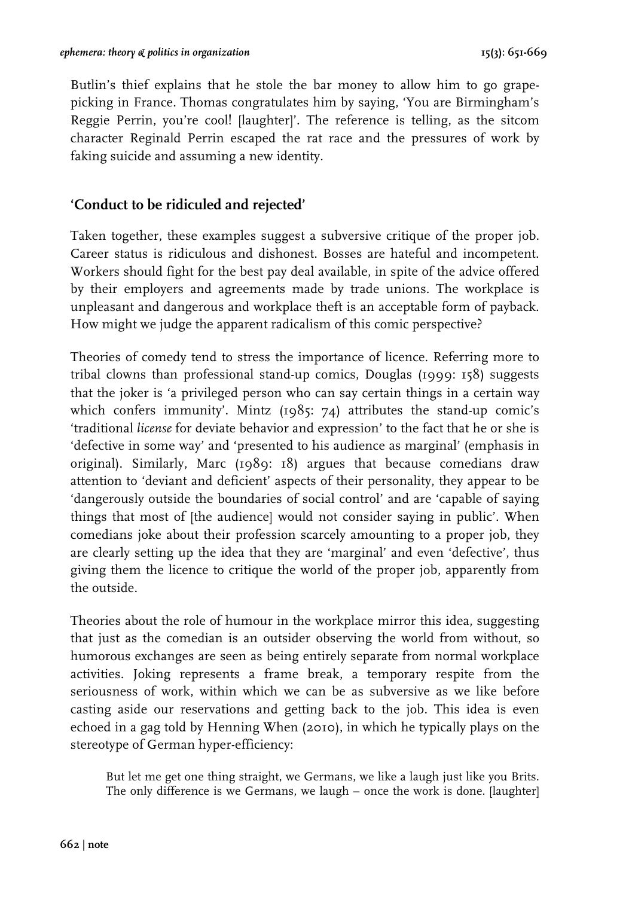Butlin's thief explains that he stole the bar money to allow him to go grape-picking in France. Thomas congratulates him by saying, 'You are Birmingham's Reggie Perrin, you're cool! [laughter]'. The reference is telling, as the sitcom character Reginald Perrin escaped the rat race and the pressures of work by faking suicide and assuming a new identity.

## 'Conduct to be ridiculed and rejected'

Taken together, these examples suggest a subversive critique of the proper job. Career status is ridiculous and dishonest. Bosses are hateful and incompetent. Workers should fight for the best pay deal available, in spite of the advice offered by their employers and agreements made by trade unions. The workplace is unpleasant and dangerous and workplace theft is an acceptable form of payback. How might we judge the apparent radicalism of this comic perspective?

Theories of comedy tend to stress the importance of licence. Referring more to tribal clowns than professional stand-up comics, Douglas (1999: 158) suggests that the joker is 'a privileged person who can say certain things in a certain way which confers immunity'. Mintz (1985: 74) attributes the stand-up comic's 'traditional *license* for deviate behavior and expression' to the fact that he or she is 'defective in some way' and 'presented to his audience as marginal' (emphasis in original). Similarly, Marc (1989: 18) argues that because comedians draw attention to 'deviant and deficient' aspects of their personality, they appear to be 'dangerously outside the boundaries of social control' and are 'capable of saying things that most of [the audience] would not consider saying in public'. When comedians joke about their profession scarcely amounting to a proper job, they are clearly setting up the idea that they are 'marginal' and even 'defective', thus giving them the licence to critique the world of the proper job, apparently from the outside.

Theories about the role of humour in the workplace mirror this idea, suggesting that just as the comedian is an outsider observing the world from without, so humorous exchanges are seen as being entirely separate from normal workplace activities. Joking represents a frame break, a temporary respite from the seriousness of work, within which we can be as subversive as we like before casting aside our reservations and getting back to the job. This idea is even echoed in a gag told by Henning When (2010), in which he typically plays on the stereotype of German hyper-efficiency:

> But let me get one thing straight, we Germans, we like a laugh just like you Brits. The only difference is we Germans, we laugh – once the work is done. [laughter]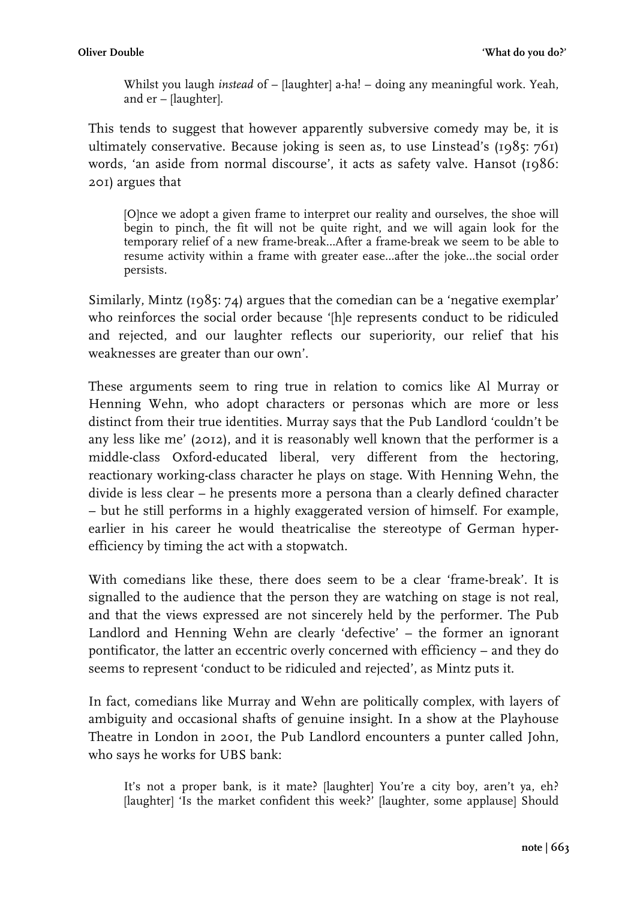> Whilst you laugh *instead* of – [laughter] a-ha! – doing any meaningful work. Yeah, and er – [laughter].

This tends to suggest that however apparently subversive comedy may be, it is ultimately conservative. Because joking is seen as, to use Linstead's (1985: 761) words, 'an aside from normal discourse', it acts as safety valve. Hansot (1986: 201) argues that

> [O]nce we adopt a given frame to interpret our reality and ourselves, the shoe will begin to pinch, the fit will not be quite right, and we will again look for the temporary relief of a new frame-break…After a frame-break we seem to be able to resume activity within a frame with greater ease…after the joke…the social order persists.

Similarly, Mintz (1985: 74) argues that the comedian can be a 'negative exemplar' who reinforces the social order because '[h]e represents conduct to be ridiculed and rejected, and our laughter reflects our superiority, our relief that his weaknesses are greater than our own'.

These arguments seem to ring true in relation to comics like Al Murray or Henning Wehn, who adopt characters or personas which are more or less distinct from their true identities. Murray says that the Pub Landlord 'couldn't be any less like me' (2012), and it is reasonably well known that the performer is a middle-class Oxford-educated liberal, very different from the hectoring, reactionary working-class character he plays on stage. With Henning Wehn, the divide is less clear – he presents more a persona than a clearly defined character – but he still performs in a highly exaggerated version of himself. For example, earlier in his career he would theatricalise the stereotype of German hyper-efficiency by timing the act with a stopwatch.

With comedians like these, there does seem to be a clear 'frame-break'. It is signalled to the audience that the person they are watching on stage is not real, and that the views expressed are not sincerely held by the performer. The Pub Landlord and Henning Wehn are clearly 'defective' – the former an ignorant pontificator, the latter an eccentric overly concerned with efficiency – and they do seems to represent 'conduct to be ridiculed and rejected', as Mintz puts it.

In fact, comedians like Murray and Wehn are politically complex, with layers of ambiguity and occasional shafts of genuine insight. In a show at the Playhouse Theatre in London in 2001, the Pub Landlord encounters a punter called John, who says he works for UBS bank:

> It's not a proper bank, is it mate? [laughter] You're a city boy, aren't ya, eh? [laughter] 'Is the market confident this week?' [laughter, some applause] Should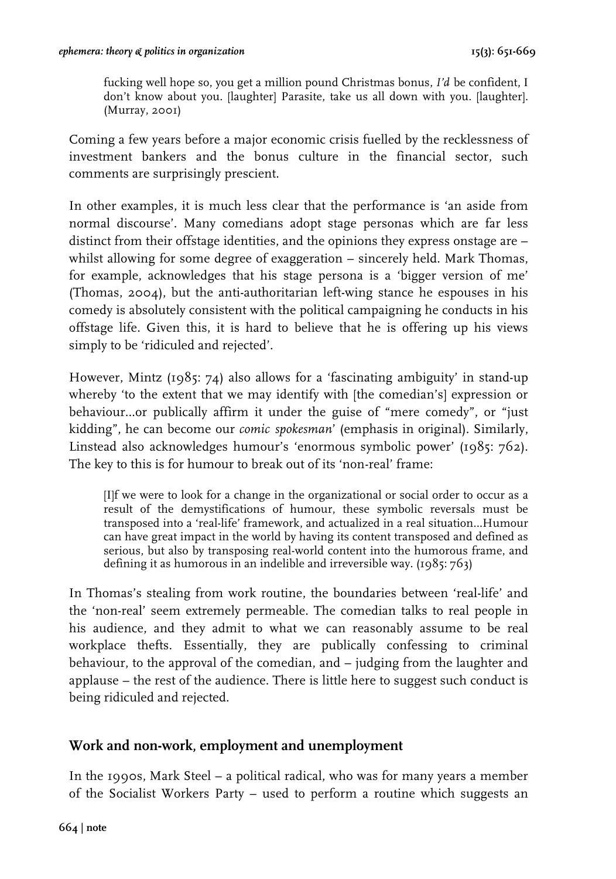> fucking well hope so, you get a million pound Christmas bonus, *I'd* be confident, I don't know about you. [laughter] Parasite, take us all down with you. [laughter]. (Murray, 2001)

Coming a few years before a major economic crisis fuelled by the recklessness of investment bankers and the bonus culture in the financial sector, such comments are surprisingly prescient.

In other examples, it is much less clear that the performance is 'an aside from normal discourse'. Many comedians adopt stage personas which are far less distinct from their offstage identities, and the opinions they express onstage are – whilst allowing for some degree of exaggeration – sincerely held. Mark Thomas, for example, acknowledges that his stage persona is a 'bigger version of me' (Thomas, 2004), but the anti-authoritarian left-wing stance he espouses in his comedy is absolutely consistent with the political campaigning he conducts in his offstage life. Given this, it is hard to believe that he is offering up his views simply to be 'ridiculed and rejected'.

However, Mintz (1985: 74) also allows for a 'fascinating ambiguity' in stand-up whereby 'to the extent that we may identify with [the comedian's] expression or behaviour…or publically affirm it under the guise of "mere comedy", or "just kidding", he can become our *comic spokesman*' (emphasis in original). Similarly, Linstead also acknowledges humour's 'enormous symbolic power' (1985: 762). The key to this is for humour to break out of its 'non-real' frame:

> [I]f we were to look for a change in the organizational or social order to occur as a result of the demystifications of humour, these symbolic reversals must be transposed into a 'real-life' framework, and actualized in a real situation…Humour can have great impact in the world by having its content transposed and defined as serious, but also by transposing real-world content into the humorous frame, and defining it as humorous in an indelible and irreversible way. (1985: 763)

In Thomas's stealing from work routine, the boundaries between 'real-life' and the 'non-real' seem extremely permeable. The comedian talks to real people in his audience, and they admit to what we can reasonably assume to be real workplace thefts. Essentially, they are publically confessing to criminal behaviour, to the approval of the comedian, and – judging from the laughter and applause – the rest of the audience. There is little here to suggest such conduct is being ridiculed and rejected.

## Work and non-work, employment and unemployment

In the 1990s, Mark Steel – a political radical, who was for many years a member of the Socialist Workers Party – used to perform a routine which suggests an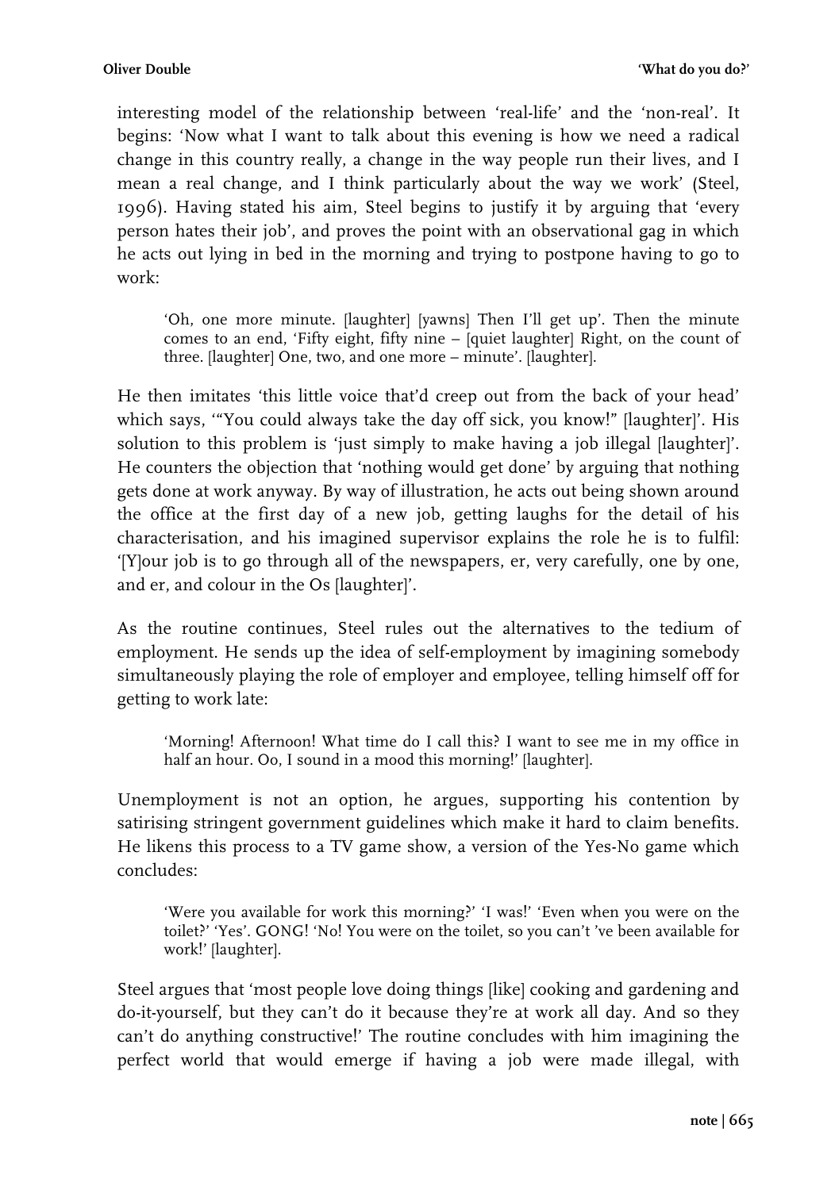interesting model of the relationship between 'real-life' and the 'non-real'. It begins: 'Now what I want to talk about this evening is how we need a radical change in this country really, a change in the way people run their lives, and I mean a real change, and I think particularly about the way we work' (Steel, 1996). Having stated his aim, Steel begins to justify it by arguing that 'every person hates their job', and proves the point with an observational gag in which he acts out lying in bed in the morning and trying to postpone having to go to work:

> 'Oh, one more minute. [laughter] [yawns] Then I'll get up'. Then the minute comes to an end, 'Fifty eight, fifty nine – [quiet laughter] Right, on the count of three. [laughter] One, two, and one more – minute'. [laughter].

He then imitates 'this little voice that'd creep out from the back of your head' which says, '"You could always take the day off sick, you know!" [laughter]'. His solution to this problem is 'just simply to make having a job illegal [laughter]'. He counters the objection that 'nothing would get done' by arguing that nothing gets done at work anyway. By way of illustration, he acts out being shown around the office at the first day of a new job, getting laughs for the detail of his characterisation, and his imagined supervisor explains the role he is to fulfil: '[Y]our job is to go through all of the newspapers, er, very carefully, one by one, and er, and colour in the Os [laughter]'.

As the routine continues, Steel rules out the alternatives to the tedium of employment. He sends up the idea of self-employment by imagining somebody simultaneously playing the role of employer and employee, telling himself off for getting to work late:

> 'Morning! Afternoon! What time do I call this? I want to see me in my office in half an hour. Oo, I sound in a mood this morning!' [laughter].

Unemployment is not an option, he argues, supporting his contention by satirising stringent government guidelines which make it hard to claim benefits. He likens this process to a TV game show, a version of the Yes-No game which concludes:

> 'Were you available for work this morning?' 'I was!' 'Even when you were on the toilet?' 'Yes'. GONG! 'No! You were on the toilet, so you can't 've been available for work!' [laughter].

Steel argues that 'most people love doing things [like] cooking and gardening and do-it-yourself, but they can't do it because they're at work all day. And so they can't do anything constructive!' The routine concludes with him imagining the perfect world that would emerge if having a job were made illegal, with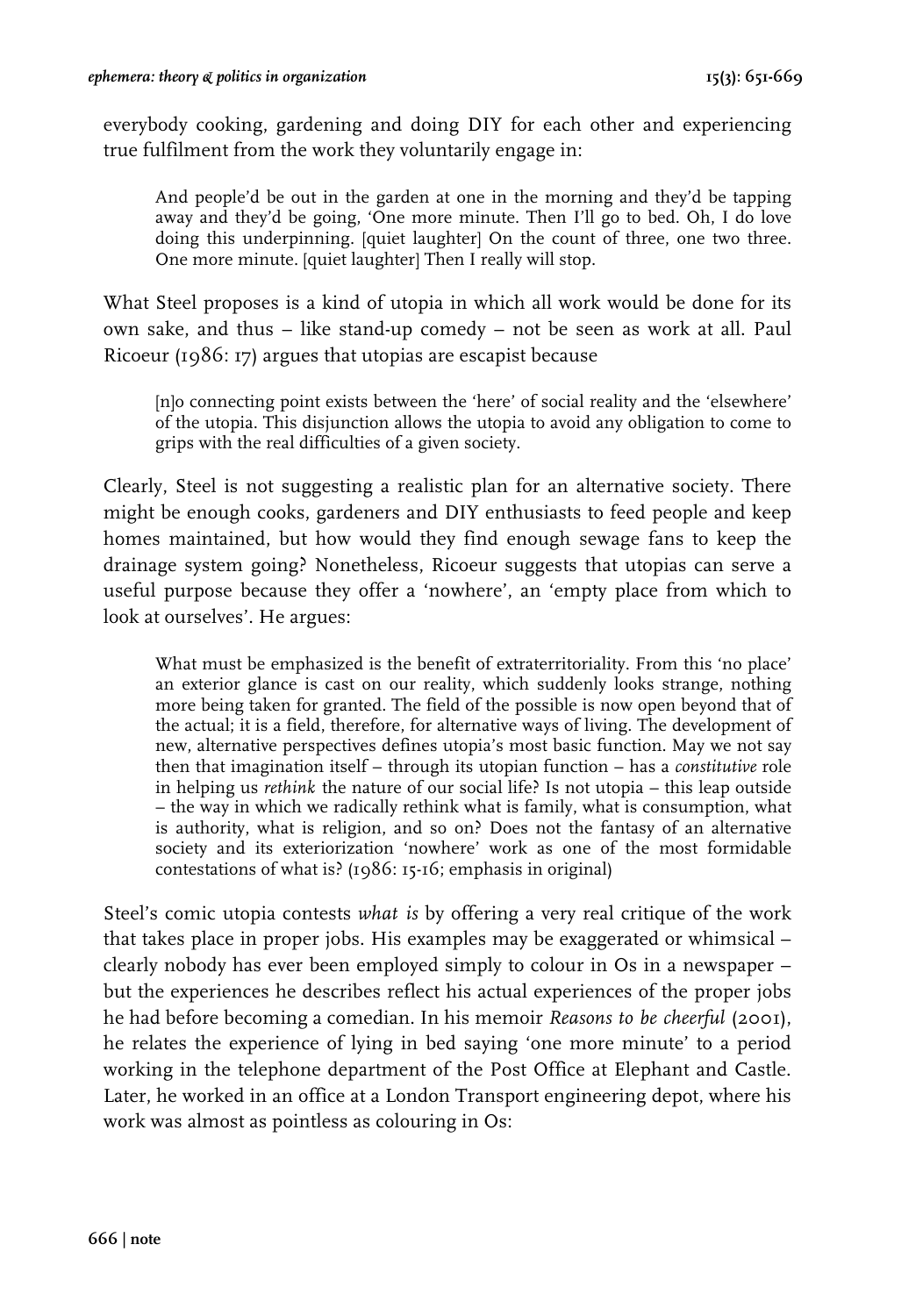everybody cooking, gardening and doing DIY for each other and experiencing true fulfilment from the work they voluntarily engage in:

> And people'd be out in the garden at one in the morning and they'd be tapping away and they'd be going, 'One more minute. Then I'll go to bed. Oh, I do love doing this underpinning. [quiet laughter] On the count of three, one two three. One more minute. [quiet laughter] Then I really will stop.

What Steel proposes is a kind of utopia in which all work would be done for its own sake, and thus – like stand-up comedy – not be seen as work at all. Paul Ricoeur (1986: 17) argues that utopias are escapist because

> [n]o connecting point exists between the 'here' of social reality and the 'elsewhere' of the utopia. This disjunction allows the utopia to avoid any obligation to come to grips with the real difficulties of a given society.

Clearly, Steel is not suggesting a realistic plan for an alternative society. There might be enough cooks, gardeners and DIY enthusiasts to feed people and keep homes maintained, but how would they find enough sewage fans to keep the drainage system going? Nonetheless, Ricoeur suggests that utopias can serve a useful purpose because they offer a 'nowhere', an 'empty place from which to look at ourselves'. He argues:

> What must be emphasized is the benefit of extraterritoriality. From this 'no place' an exterior glance is cast on our reality, which suddenly looks strange, nothing more being taken for granted. The field of the possible is now open beyond that of the actual; it is a field, therefore, for alternative ways of living. The development of new, alternative perspectives defines utopia's most basic function. May we not say then that imagination itself – through its utopian function – has a *constitutive* role in helping us *rethink* the nature of our social life? Is not utopia – this leap outside – the way in which we radically rethink what is family, what is consumption, what is authority, what is religion, and so on? Does not the fantasy of an alternative society and its exteriorization 'nowhere' work as one of the most formidable contestations of what is? (1986: 15-16; emphasis in original)

Steel's comic utopia contests *what is* by offering a very real critique of the work that takes place in proper jobs. His examples may be exaggerated or whimsical – clearly nobody has ever been employed simply to colour in Os in a newspaper – but the experiences he describes reflect his actual experiences of the proper jobs he had before becoming a comedian. In his memoir *Reasons to be cheerful* (2001), he relates the experience of lying in bed saying 'one more minute' to a period working in the telephone department of the Post Office at Elephant and Castle. Later, he worked in an office at a London Transport engineering depot, where his work was almost as pointless as colouring in Os: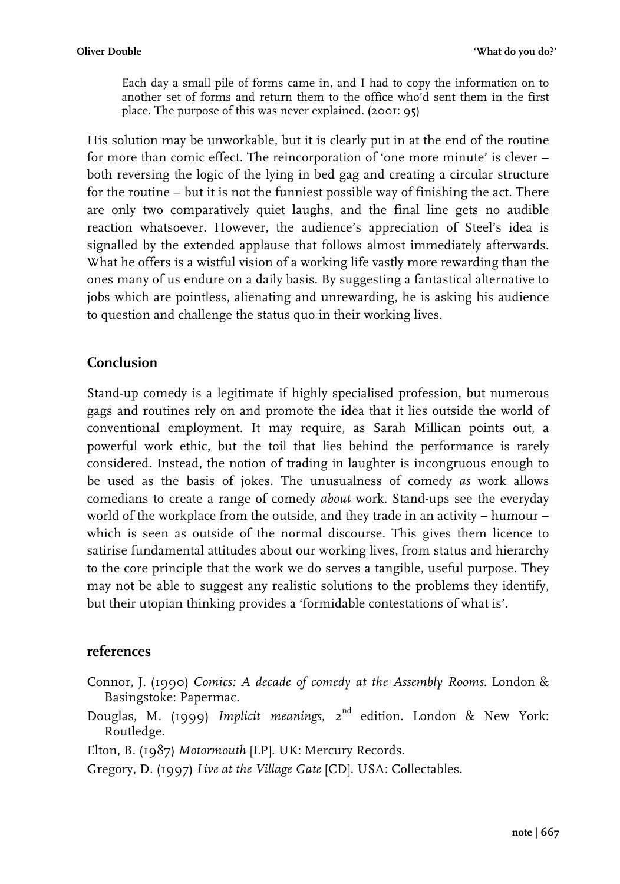> Each day a small pile of forms came in, and I had to copy the information on to another set of forms and return them to the office who'd sent them in the first place. The purpose of this was never explained. (2001: 95)

His solution may be unworkable, but it is clearly put in at the end of the routine for more than comic effect. The reincorporation of 'one more minute' is clever – both reversing the logic of the lying in bed gag and creating a circular structure for the routine – but it is not the funniest possible way of finishing the act. There are only two comparatively quiet laughs, and the final line gets no audible reaction whatsoever. However, the audience's appreciation of Steel's idea is signalled by the extended applause that follows almost immediately afterwards. What he offers is a wistful vision of a working life vastly more rewarding than the ones many of us endure on a daily basis. By suggesting a fantastical alternative to jobs which are pointless, alienating and unrewarding, he is asking his audience to question and challenge the status quo in their working lives.

## Conclusion

Stand-up comedy is a legitimate if highly specialised profession, but numerous gags and routines rely on and promote the idea that it lies outside the world of conventional employment. It may require, as Sarah Millican points out, a powerful work ethic, but the toil that lies behind the performance is rarely considered. Instead, the notion of trading in laughter is incongruous enough to be used as the basis of jokes. The unusualness of comedy *as* work allows comedians to create a range of comedy *about* work. Stand-ups see the everyday world of the workplace from the outside, and they trade in an activity – humour – which is seen as outside of the normal discourse. This gives them licence to satirise fundamental attitudes about our working lives, from status and hierarchy to the core principle that the work we do serves a tangible, useful purpose. They may not be able to suggest any realistic solutions to the problems they identify, but their utopian thinking provides a 'formidable contestations of what is'.

## references

Connor, J. (1990) *Comics: A decade of comedy at the Assembly Rooms*. London & Basingstoke: Papermac.

Douglas, M. (1999) *Implicit meanings,* 2nd edition. London & New York: Routledge.

Elton, B. (1987) *Motormouth* [LP]. UK: Mercury Records.

Gregory, D. (1997) *Live at the Village Gate* [CD]. USA: Collectables.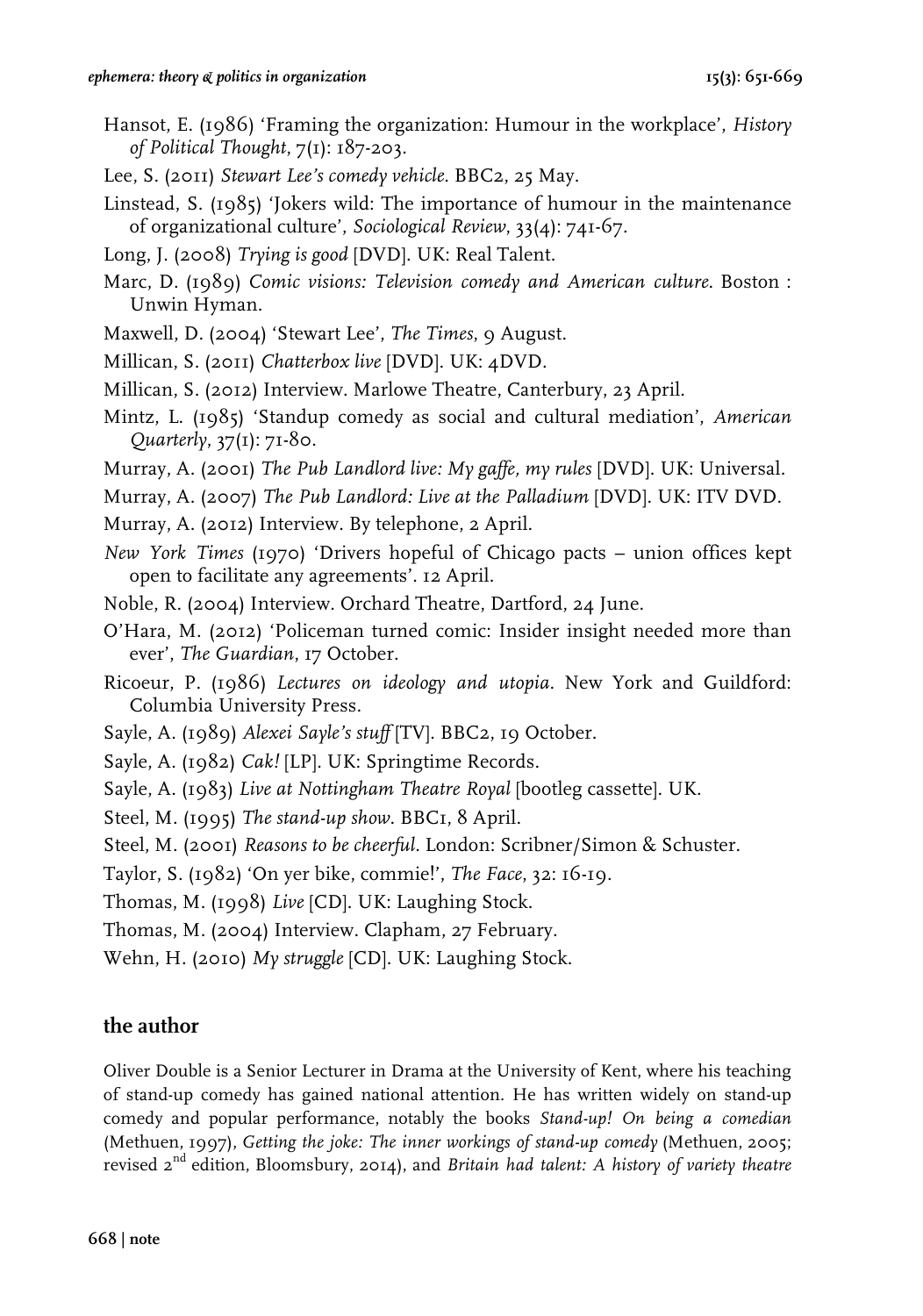Hansot, E. (1986) 'Framing the organization: Humour in the workplace', *History of Political Thought*, 7(1): 187-203.

Lee, S. (2011) *Stewart Lee's comedy vehicle*. BBC2, 25 May.

Linstead, S. (1985) 'Jokers wild: The importance of humour in the maintenance of organizational culture', *Sociological Review*, 33(4): 741-67.

Long, J. (2008) *Trying is good* [DVD]. UK: Real Talent.

Marc, D. (1989) *Comic visions: Television comedy and American culture*. Boston : Unwin Hyman.

Maxwell, D. (2004) 'Stewart Lee', *The Times*, 9 August.

Millican, S. (2011) *Chatterbox live* [DVD]. UK: 4DVD.

Millican, S. (2012) Interview. Marlowe Theatre, Canterbury, 23 April.

Mintz, L. (1985) 'Standup comedy as social and cultural mediation', *American Quarterly*, 37(1): 71-80.

Murray, A. (2001) *The Pub Landlord live: My gaffe, my rules* [DVD]. UK: Universal.

Murray, A. (2007) *The Pub Landlord: Live at the Palladium* [DVD]. UK: ITV DVD.

Murray, A. (2012) Interview. By telephone, 2 April.

*New York Times* (1970) 'Drivers hopeful of Chicago pacts – union offices kept open to facilitate any agreements'. 12 April.

Noble, R. (2004) Interview. Orchard Theatre, Dartford, 24 June.

O'Hara, M. (2012) 'Policeman turned comic: Insider insight needed more than ever', *The Guardian*, 17 October.

Ricoeur, P. (1986) *Lectures on ideology and utopia*. New York and Guildford: Columbia University Press.

Sayle, A. (1989) *Alexei Sayle's stuff* [TV]. BBC2, 19 October.

Sayle, A. (1982) *Cak!* [LP]. UK: Springtime Records.

Sayle, A. (1983) *Live at Nottingham Theatre Royal* [bootleg cassette]. UK.

Steel, M. (1995) *The stand-up show*. BBC1, 8 April.

Steel, M. (2001) *Reasons to be cheerful*. London: Scribner/Simon & Schuster.

Taylor, S. (1982) 'On yer bike, commie!', *The Face*, 32: 16-19.

Thomas, M. (1998) *Live* [CD]. UK: Laughing Stock.

Thomas, M. (2004) Interview. Clapham, 27 February.

Wehn, H. (2010) *My struggle* [CD]. UK: Laughing Stock.

## the author

Oliver Double is a Senior Lecturer in Drama at the University of Kent, where his teaching of stand-up comedy has gained national attention. He has written widely on stand-up comedy and popular performance, notably the books *Stand-up! On being a comedian* (Methuen, 1997), *Getting the joke: The inner workings of stand-up comedy* (Methuen, 2005; revised 2nd edition, Bloomsbury, 2014), and *Britain had talent: A history of variety theatre*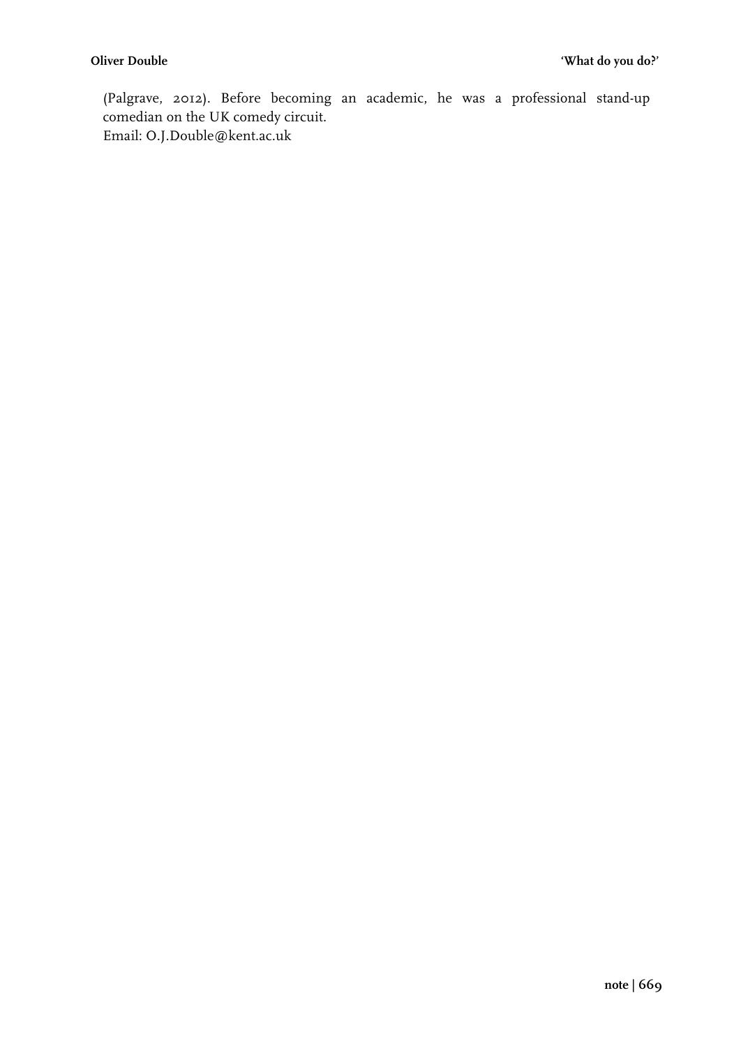(Palgrave, 2012). Before becoming an academic, he was a professional stand-up comedian on the UK comedy circuit.
Email: O.J.Double@kent.ac.uk